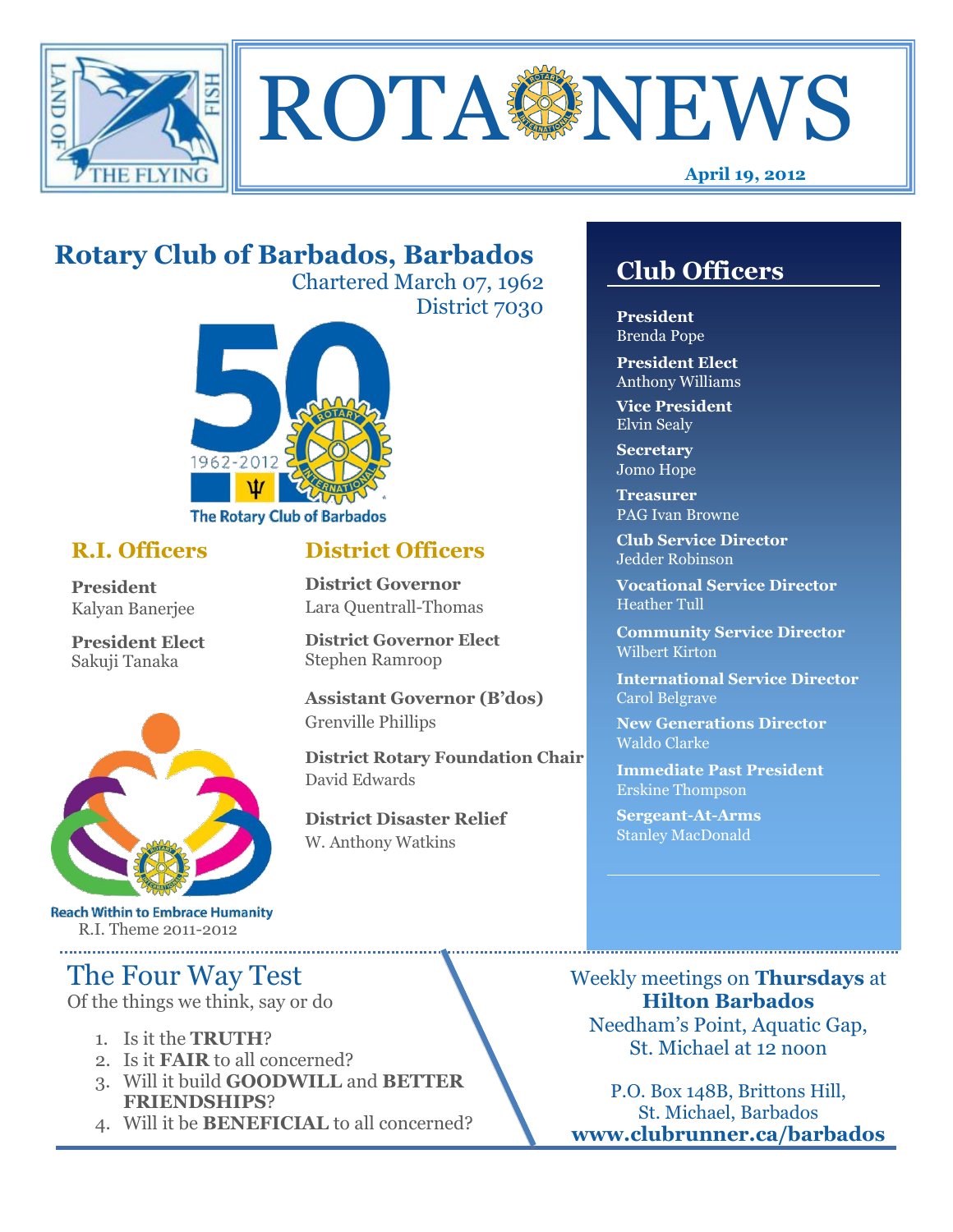# ROTA NEWS

**April 19, 2012**

## Rotary Club of Barbados, Barbados

Chartered March 07, 1962
District 7030

1962-2012
The Rotary Club of Barbados

### R.I. Officers

**President**
Kalyan Banerjee

**President Elect**
Sakuji Tanaka

Reach Within to Embrace Humanity
R.I. Theme 2011-2012

### District Officers

**District Governor**
Lara Quentrall-Thomas

**District Governor Elect**
Stephen Ramroop

**Assistant Governor (B'dos)**
Grenville Phillips

**District Rotary Foundation Chair**
David Edwards

**District Disaster Relief**
W. Anthony Watkins

## Club Officers

**President**
Brenda Pope

**President Elect**
Anthony Williams

**Vice President**
Elvin Sealy

**Secretary**
Jomo Hope

**Treasurer**
PAG Ivan Browne

**Club Service Director**
Jedder Robinson

**Vocational Service Director**
Heather Tull

**Community Service Director**
Wilbert Kirton

**International Service Director**
Carol Belgrave

**New Generations Director**
Waldo Clarke

**Immediate Past President**
Erskine Thompson

**Sergeant-At-Arms**
Stanley MacDonald

## The Four Way Test

Of the things we think, say or do

1. Is it the **TRUTH**?
2. Is it **FAIR** to all concerned?
3. Will it build **GOODWILL** and **BETTER FRIENDSHIPS**?
4. Will it be **BENEFICIAL** to all concerned?

Weekly meetings on **Thursdays** at **Hilton Barbados**
Needham's Point, Aquatic Gap, St. Michael at 12 noon

P.O. Box 148B, Brittons Hill, St. Michael, Barbados
**www.clubrunner.ca/barbados**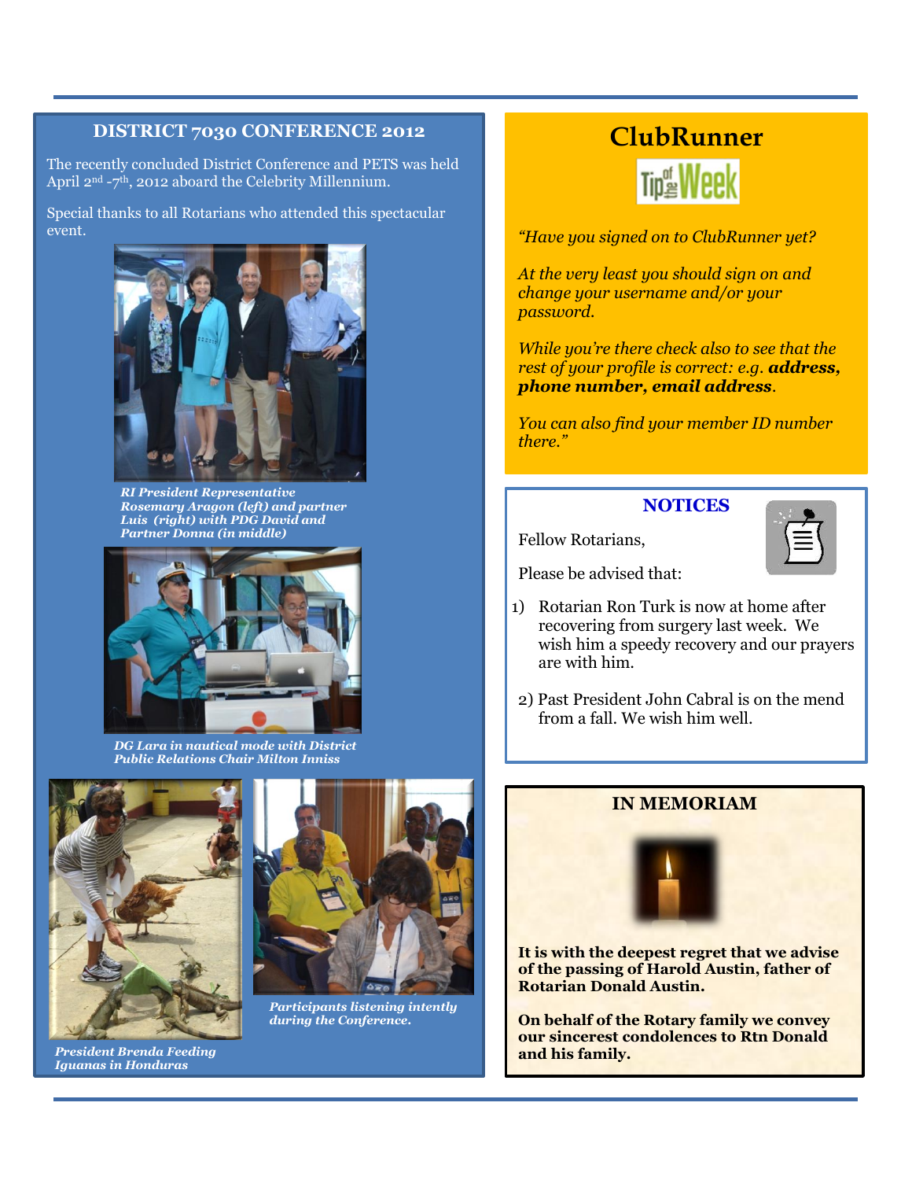## DISTRICT 7030 CONFERENCE 2012

The recently concluded District Conference and PETS was held April 2nd -7th, 2012 aboard the Celebrity Millennium.

Special thanks to all Rotarians who attended this spectacular event.

***RI President Representative Rosemary Aragon (left) and partner Luis (right) with PDG David and Partner Donna (in middle)***

***DG Lara in nautical mode with District Public Relations Chair Milton Inniss***

***President Brenda Feeding Iguanas in Honduras***

***Participants listening intently during the Conference.***

## ClubRunner

*“Have you signed on to ClubRunner yet?*

*At the very least you should sign on and change your username and/or your password.*

*While you’re there check also to see that the rest of your profile is correct: e.g.* ***address, phone number, email address****.*

*You can also find your member ID number there.”*

## NOTICES

Fellow Rotarians,

Please be advised that:

1) Rotarian Ron Turk is now at home after recovering from surgery last week. We wish him a speedy recovery and our prayers are with him.

2) Past President John Cabral is on the mend from a fall. We wish him well.

## IN MEMORIAM

**It is with the deepest regret that we advise of the passing of Harold Austin, father of Rotarian Donald Austin.**

**On behalf of the Rotary family we convey our sincerest condolences to Rtn Donald and his family.**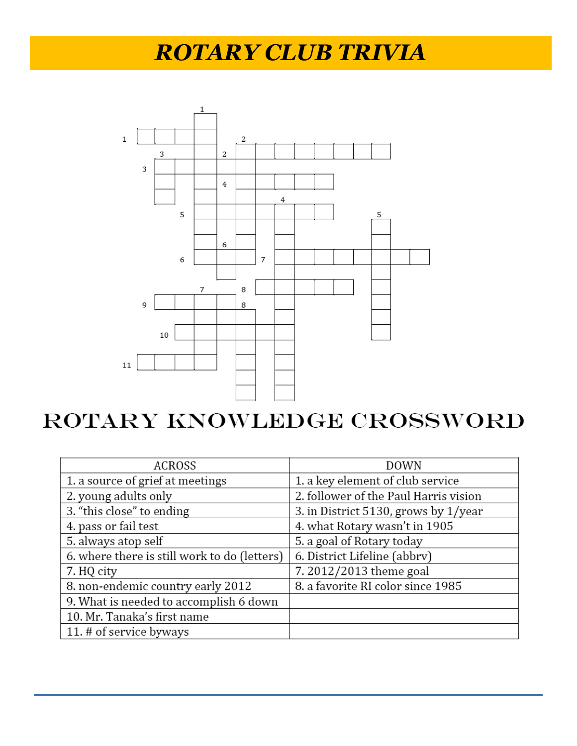# ROTARY CLUB TRIVIA

# ROTARY KNOWLEDGE CROSSWORD

| ACROSS | DOWN |
| --- | --- |
| 1. a source of grief at meetings | 1. a key element of club service |
| 2. young adults only | 2. follower of the Paul Harris vision |
| 3. "this close" to ending | 3. in District 5130, grows by 1/year |
| 4. pass or fail test | 4. what Rotary wasn't in 1905 |
| 5. always atop self | 5. a goal of Rotary today |
| 6. where there is still work to do (letters) | 6. District Lifeline (abbrv) |
| 7. HQ city | 7. 2012/2013 theme goal |
| 8. non-endemic country early 2012 | 8. a favorite RI color since 1985 |
| 9. What is needed to accomplish 6 down | |
| 10. Mr. Tanaka's first name | |
| 11. # of service byways | |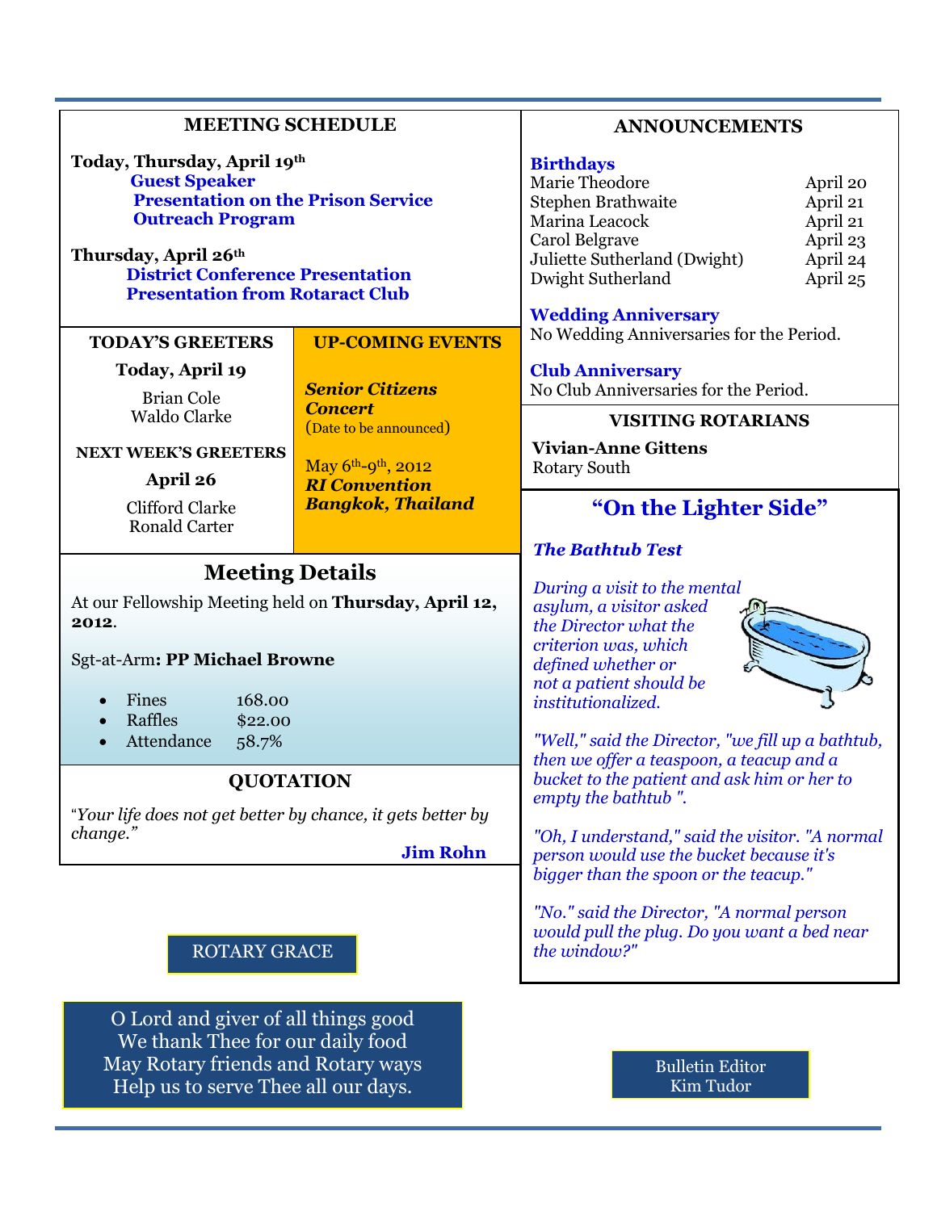## MEETING SCHEDULE

**Today, Thursday, April 19th**

**Guest Speaker**
**Presentation on the Prison Service Outreach Program**

**Thursday, April 26th**

**District Conference Presentation**
**Presentation from Rotaract Club**

### TODAY'S GREETERS

**Today, April 19**

Brian Cole
Waldo Clarke

### NEXT WEEK'S GREETERS

**April 26**

Clifford Clarke
Ronald Carter

### UP-COMING EVENTS

***Senior Citizens Concert***
(Date to be announced)

May 6th-9th, 2012
***RI Convention Bangkok, Thailand***

## Meeting Details

At our Fellowship Meeting held on **Thursday, April 12, 2012**.

Sgt-at-Arm**: PP Michael Browne**

- Fines 168.00
- Raffles $22.00
- Attendance 58.7%

### QUOTATION

"*Your life does not get better by chance, it gets better by change.*"

**Jim Rohn**

ROTARY GRACE

O Lord and giver of all things good
We thank Thee for our daily food
May Rotary friends and Rotary ways
Help us to serve Thee all our days.

## ANNOUNCEMENTS

**Birthdays**

| | |
|---|---|
| Marie Theodore | April 20 |
| Stephen Brathwaite | April 21 |
| Marina Leacock | April 21 |
| Carol Belgrave | April 23 |
| Juliette Sutherland (Dwight) | April 24 |
| Dwight Sutherland | April 25 |

**Wedding Anniversary**

No Wedding Anniversaries for the Period.

**Club Anniversary**

No Club Anniversaries for the Period.

### VISITING ROTARIANS

**Vivian-Anne Gittens**
Rotary South

## "On the Lighter Side"

***The Bathtub Test***

*During a visit to the mental asylum, a visitor asked the Director what the criterion was, which defined whether or not a patient should be institutionalized.*

*"Well," said the Director, "we fill up a bathtub, then we offer a teaspoon, a teacup and a bucket to the patient and ask him or her to empty the bathtub ".*

*"Oh, I understand," said the visitor. "A normal person would use the bucket because it's bigger than the spoon or the teacup."*

*"No." said the Director, "A normal person would pull the plug. Do you want a bed near the window?"*

Bulletin Editor
Kim Tudor